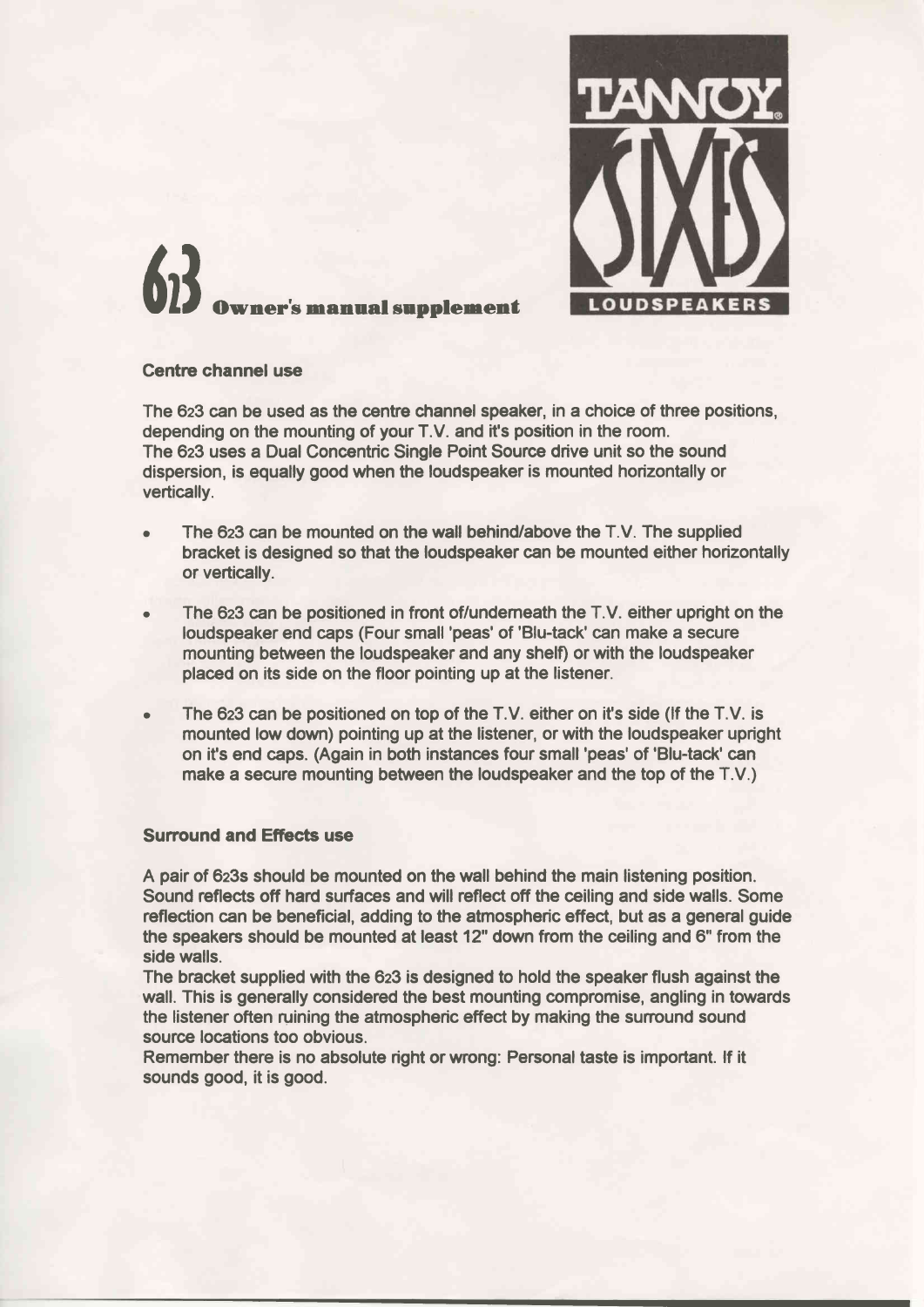TANNOY SIXES LOUDSPEAKERS

# 6₂3 Owner's manual supplement

### Centre channel use

The 623 can be used as the centre channel speaker, in a choice of three positions, depending on the mounting of your T.V. and it's position in the room.
The 623 uses a Dual Concentric Single Point Source drive unit so the sound dispersion, is equally good when the loudspeaker is mounted horizontally or vertically.

- The 623 can be mounted on the wall behind/above the T.V. The supplied bracket is designed so that the loudspeaker can be mounted either horizontally or vertically.
- The 623 can be positioned in front of/underneath the T.V. either upright on the loudspeaker end caps (Four small 'peas' of 'Blu-tack' can make a secure mounting between the loudspeaker and any shelf) or with the loudspeaker placed on its side on the floor pointing up at the listener.
- The 623 can be positioned on top of the T.V. either on it's side (If the T.V. is mounted low down) pointing up at the listener, or with the loudspeaker upright on it's end caps. (Again in both instances four small 'peas' of 'Blu-tack' can make a secure mounting between the loudspeaker and the top of the T.V.)

### Surround and Effects use

A pair of 623s should be mounted on the wall behind the main listening position. Sound reflects off hard surfaces and will reflect off the ceiling and side walls. Some reflection can be beneficial, adding to the atmospheric effect, but as a general guide the speakers should be mounted at least 12" down from the ceiling and 6" from the side walls.
The bracket supplied with the 623 is designed to hold the speaker flush against the wall. This is generally considered the best mounting compromise, angling in towards the listener often ruining the atmospheric effect by making the surround sound source locations too obvious.
Remember there is no absolute right or wrong: Personal taste is important. If it sounds good, it is good.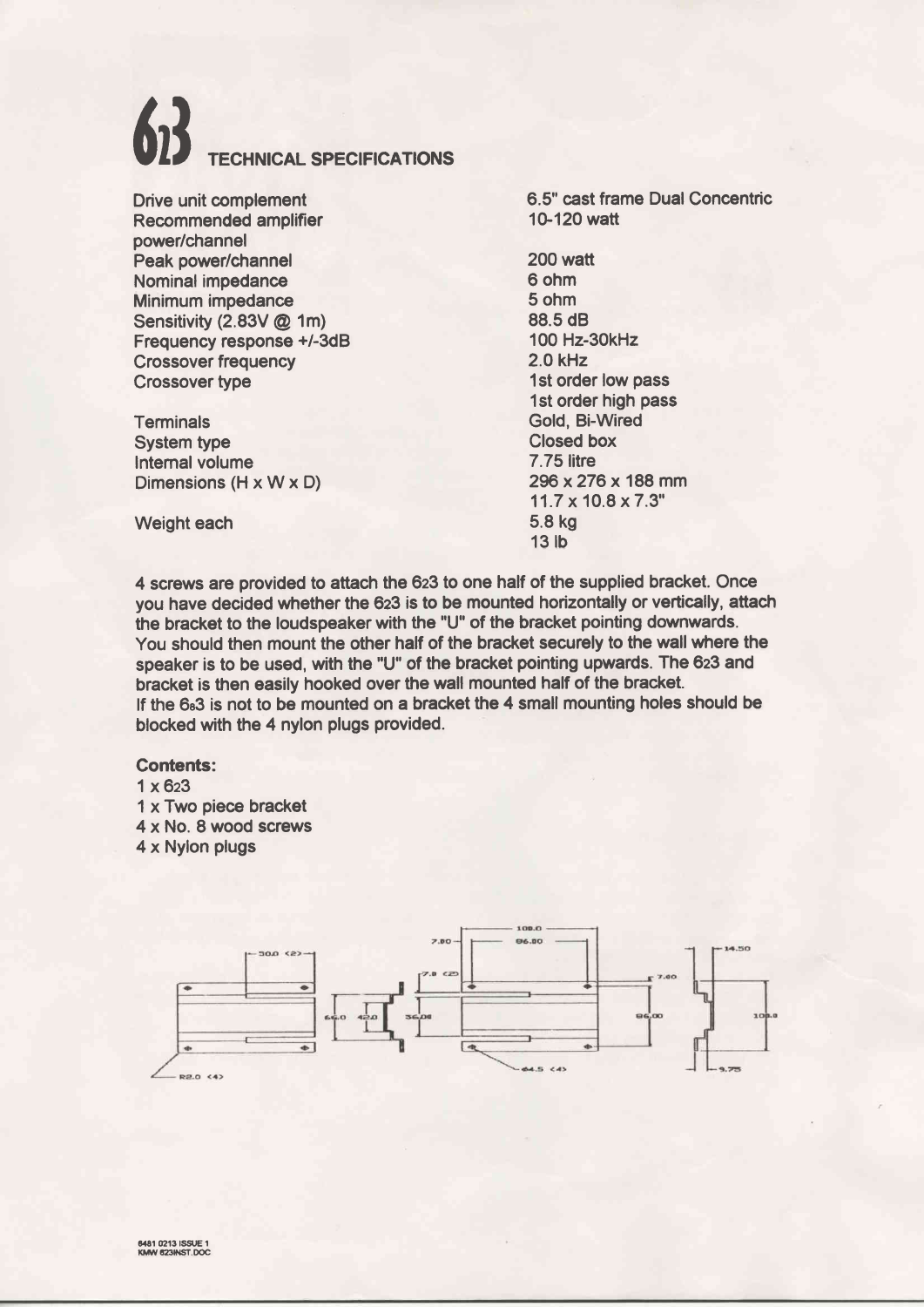# 623 TECHNICAL SPECIFICATIONS

| | |
|---|---|
| Drive unit complement | 6.5" cast frame Dual Concentric |
| Recommended amplifier power/channel | 10-120 watt |
| Peak power/channel | 200 watt |
| Nominal impedance | 6 ohm |
| Minimum impedance | 5 ohm |
| Sensitivity (2.83V @ 1m) | 88.5 dB |
| Frequency response +/-3dB | 100 Hz-30kHz |
| Crossover frequency | 2.0 kHz |
| Crossover type | 1st order low pass<br>1st order high pass |
| Terminals | Gold, Bi-Wired |
| System type | Closed box |
| Internal volume | 7.75 litre |
| Dimensions (H x W x D) | 296 x 276 x 188 mm<br>11.7 x 10.8 x 7.3" |
| Weight each | 5.8 kg<br>13 lb |

4 screws are provided to attach the 623 to one half of the supplied bracket. Once you have decided whether the 623 is to be mounted horizontally or vertically, attach the bracket to the loudspeaker with the "U" of the bracket pointing downwards. You should then mount the other half of the bracket securely to the wall where the speaker is to be used, with the "U" of the bracket pointing upwards. The 623 and bracket is then easily hooked over the wall mounted half of the bracket.
If the 6s3 is not to be mounted on a bracket the 4 small mounting holes should be blocked with the 4 nylon plugs provided.

**Contents:**
1 x 623
1 x Two piece bracket
4 x No. 8 wood screws
4 x Nylon plugs

30.0 (2)
R2.0 (4)
66.0
42.0
7.0 (2)
56.00
108.0
7.80
96.80
7.60
86.00
Ø4.5 (4)
14.50
108.0
9.75

6481 0213 ISSUE 1
KMW 623INST.DOC